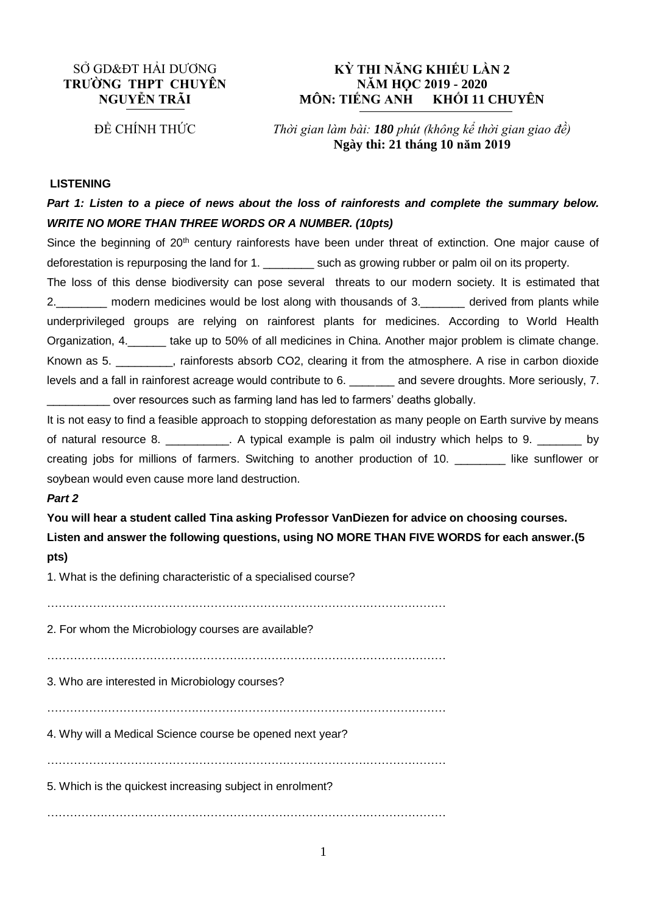SỞ GD&ĐT HẢI DƯƠNG
**TRƯỜNG THPT CHUYÊN NGUYỄN TRÃI**

ĐỀ CHÍNH THỨC

**KỲ THI NĂNG KHIẾU LẦN 2**
**NĂM HỌC 2019 - 2020**
**MÔN: TIẾNG ANH KHỐI 11 CHUYÊN**

*Thời gian làm bài:* ***180*** *phút (không kể thời gian giao đề)*
**Ngày thi: 21 tháng 10 năm 2019**

**LISTENING**

***Part 1: Listen to a piece of news about the loss of rainforests and complete the summary below. WRITE NO MORE THAN THREE WORDS OR A NUMBER. (10pts)***

Since the beginning of 20th century rainforests have been under threat of extinction. One major cause of deforestation is repurposing the land for 1. ________ such as growing rubber or palm oil on its property.

The loss of this dense biodiversity can pose several threats to our modern society. It is estimated that 2.________ modern medicines would be lost along with thousands of 3._______ derived from plants while underprivileged groups are relying on rainforest plants for medicines. According to World Health Organization, 4.______ take up to 50% of all medicines in China. Another major problem is climate change. Known as 5. _________, rainforests absorb CO2, clearing it from the atmosphere. A rise in carbon dioxide levels and a fall in rainforest acreage would contribute to 6. _______ and severe droughts. More seriously, 7. __________ over resources such as farming land has led to farmers' deaths globally.

It is not easy to find a feasible approach to stopping deforestation as many people on Earth survive by means of natural resource 8. __________. A typical example is palm oil industry which helps to 9. _______ by creating jobs for millions of farmers. Switching to another production of 10. ________ like sunflower or soybean would even cause more land destruction.

***Part 2***

**You will hear a student called Tina asking Professor VanDiezen for advice on choosing courses. Listen and answer the following questions, using NO MORE THAN FIVE WORDS for each answer.(5 pts)**

1. What is the defining characteristic of a specialised course?

…………………………………………………………………………………………

2. For whom the Microbiology courses are available?

…………………………………………………………………………………………

3. Who are interested in Microbiology courses?

…………………………………………………………………………………………

4. Why will a Medical Science course be opened next year?

…………………………………………………………………………………………

5. Which is the quickest increasing subject in enrolment?

…………………………………………………………………………………………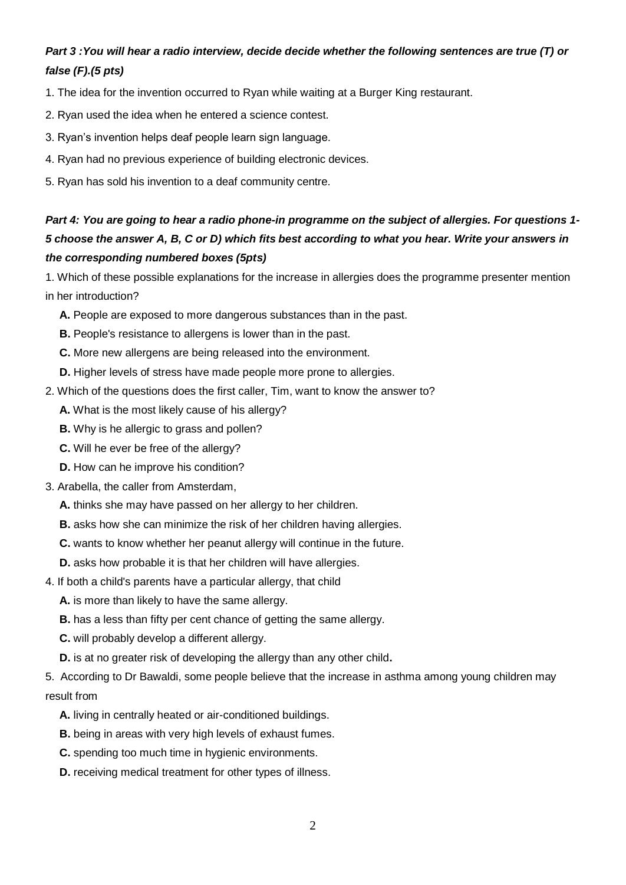***Part 3 :You will hear a radio interview, decide decide whether the following sentences are true (T) or false (F).(5 pts)***

1. The idea for the invention occurred to Ryan while waiting at a Burger King restaurant.

2. Ryan used the idea when he entered a science contest.

3. Ryan's invention helps deaf people learn sign language.

4. Ryan had no previous experience of building electronic devices.

5. Ryan has sold his invention to a deaf community centre.

***Part 4: You are going to hear a radio phone-in programme on the subject of allergies. For questions 1-5 choose the answer A, B, C or D) which fits best according to what you hear. Write your answers in the corresponding numbered boxes (5pts)***

1. Which of these possible explanations for the increase in allergies does the programme presenter mention in her introduction?

   **A.** People are exposed to more dangerous substances than in the past.

   **B.** People's resistance to allergens is lower than in the past.

   **C.** More new allergens are being released into the environment.

   **D.** Higher levels of stress have made people more prone to allergies.

2. Which of the questions does the first caller, Tim, want to know the answer to?

   **A.** What is the most likely cause of his allergy?

   **B.** Why is he allergic to grass and pollen?

   **C.** Will he ever be free of the allergy?

   **D.** How can he improve his condition?

3. Arabella, the caller from Amsterdam,

   **A.** thinks she may have passed on her allergy to her children.

   **B.** asks how she can minimize the risk of her children having allergies.

   **C.** wants to know whether her peanut allergy will continue in the future.

   **D.** asks how probable it is that her children will have allergies.

4. If both a child's parents have a particular allergy, that child

   **A.** is more than likely to have the same allergy.

   **B.** has a less than fifty per cent chance of getting the same allergy.

   **C.** will probably develop a different allergy.

   **D.** is at no greater risk of developing the allergy than any other child**.**

5. According to Dr Bawaldi, some people believe that the increase in asthma among young children may result from

   **A.** living in centrally heated or air-conditioned buildings.

   **B.** being in areas with very high levels of exhaust fumes.

   **C.** spending too much time in hygienic environments.

   **D.** receiving medical treatment for other types of illness.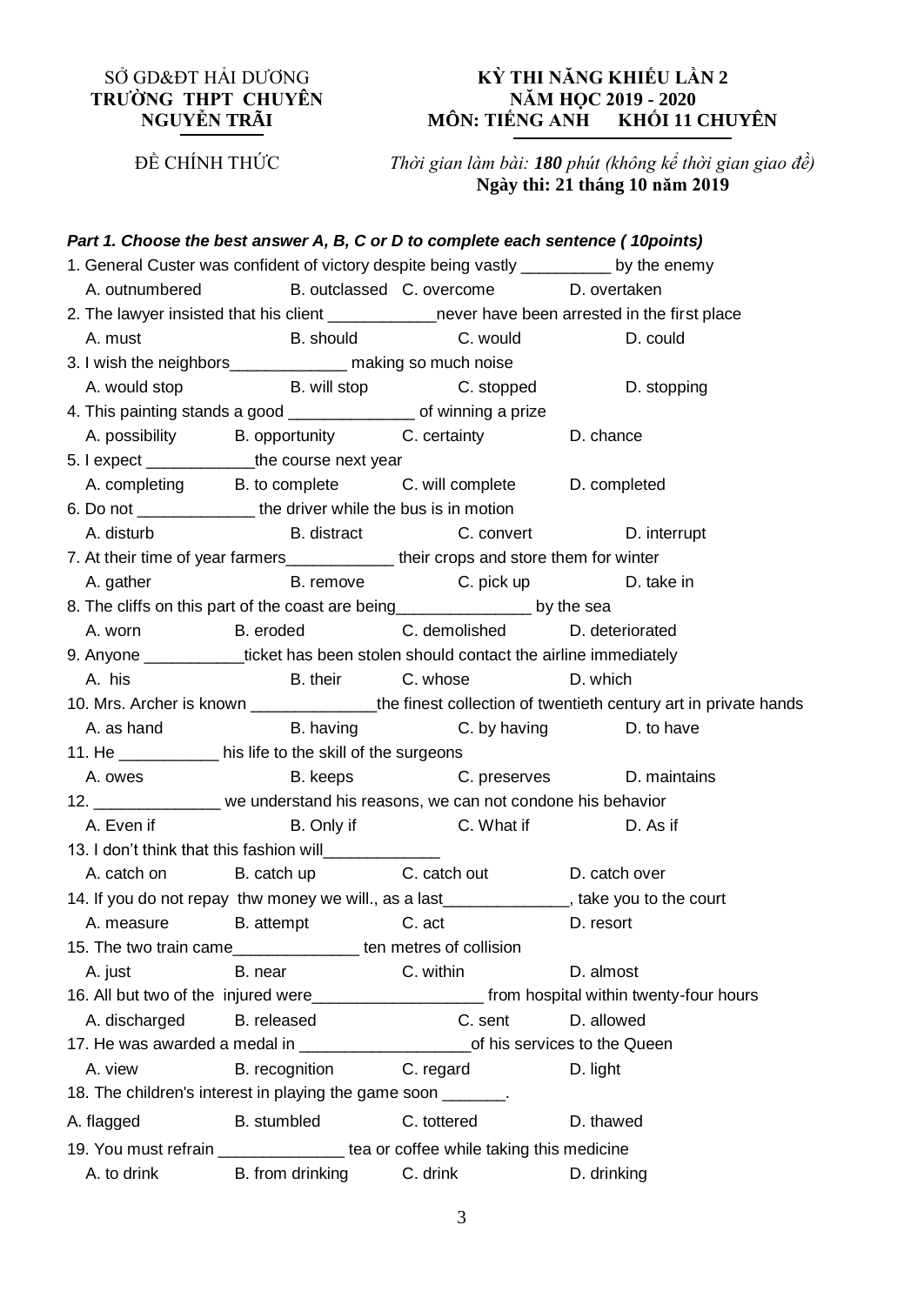SỞ GD&ĐT HẢI DƯƠNG
**TRƯỜNG THPT CHUYÊN NGUYỄN TRÃI**

ĐỀ CHÍNH THỨC

**KỲ THI NĂNG KHIẾU LẦN 2**
**NĂM HỌC 2019 - 2020**
**MÔN: TIẾNG ANH KHỐI 11 CHUYÊN**

*Thời gian làm bài:* ***180*** *phút (không kể thời gian giao đề)*
**Ngày thi: 21 tháng 10 năm 2019**

***Part 1. Choose the best answer A, B, C or D to complete each sentence ( 10points)***

1. General Custer was confident of victory despite being vastly __________ by the enemy
   A. outnumbered B. outclassed C. overcome D. overtaken
2. The lawyer insisted that his client ____________never have been arrested in the first place
   A. must B. should C. would D. could
3. I wish the neighbors_____________ making so much noise
   A. would stop B. will stop C. stopped D. stopping
4. This painting stands a good ______________ of winning a prize
   A. possibility B. opportunity C. certainty D. chance
5. I expect ____________the course next year
   A. completing B. to complete C. will complete D. completed
6. Do not _____________ the driver while the bus is in motion
   A. disturb B. distract C. convert D. interrupt
7. At their time of year farmers____________ their crops and store them for winter
   A. gather B. remove C. pick up D. take in
8. The cliffs on this part of the coast are being_______________ by the sea
   A. worn B. eroded C. demolished D. deteriorated
9. Anyone ___________ticket has been stolen should contact the airline immediately
   A. his B. their C. whose D. which
10. Mrs. Archer is known ______________the finest collection of twentieth century art in private hands
    A. as hand B. having C. by having D. to have
11. He ___________ his life to the skill of the surgeons
    A. owes B. keeps C. preserves D. maintains
12. ______________ we understand his reasons, we can not condone his behavior
    A. Even if B. Only if C. What if D. As if
13. I don't think that this fashion will_____________
    A. catch on B. catch up C. catch out D. catch over
14. If you do not repay thw money we will., as a last______________, take you to the court
    A. measure B. attempt C. act D. resort
15. The two train came______________ ten metres of collision
    A. just B. near C. within D. almost
16. All but two of the injured were___________________ from hospital within twenty-four hours
    A. discharged B. released C. sent D. allowed
17. He was awarded a medal in ___________________of his services to the Queen
    A. view B. recognition C. regard D. light
18. The children's interest in playing the game soon _______.
    A. flagged B. stumbled C. tottered D. thawed
19. You must refrain ______________ tea or coffee while taking this medicine
    A. to drink B. from drinking C. drink D. drinking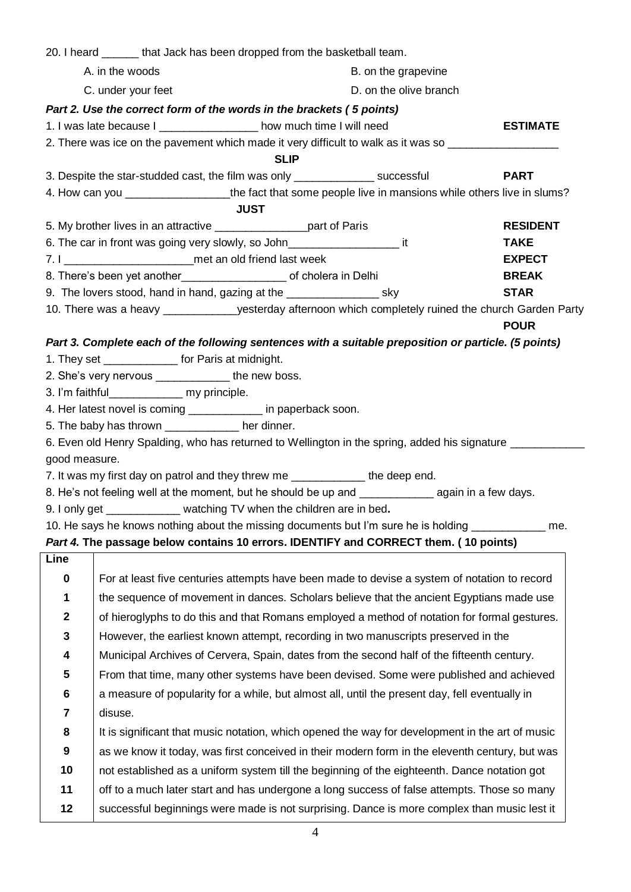20. I heard ______ that Jack has been dropped from the basketball team.

A. in the woods B. on the grapevine

C. under your feet D. on the olive branch

***Part 2. Use the correct form of the words in the brackets ( 5 points)***

1. I was late because I ________________ how much time I will need **ESTIMATE**
2. There was ice on the pavement which made it very difficult to walk as it was so __________________ **SLIP**
3. Despite the star-studded cast, the film was only _____________ successful **PART**
4. How can you _________________the fact that some people live in mansions while others live in slums? **JUST**
5. My brother lives in an attractive _______________part of Paris **RESIDENT**
6. The car in front was going very slowly, so John__________________ it **TAKE**
7. I _____________________met an old friend last week **EXPECT**
8. There's been yet another_________________ of cholera in Delhi **BREAK**
9. The lovers stood, hand in hand, gazing at the _______________ sky **STAR**
10. There was a heavy ____________yesterday afternoon which completely ruined the church Garden Party **POUR**

***Part 3. Complete each of the following sentences with a suitable preposition or particle. (5 points)***

1. They set ____________ for Paris at midnight.
2. She's very nervous ____________ the new boss.
3. I'm faithful____________ my principle.
4. Her latest novel is coming ____________ in paperback soon.
5. The baby has thrown ____________ her dinner.
6. Even old Henry Spalding, who has returned to Wellington in the spring, added his signature ____________ good measure.
7. It was my first day on patrol and they threw me ____________ the deep end.
8. He's not feeling well at the moment, but he should be up and ____________ again in a few days.
9. I only get ____________ watching TV when the children are in bed.
10. He says he knows nothing about the missing documents but I'm sure he is holding ____________ me.

***Part 4.* The passage below contains 10 errors. IDENTIFY and CORRECT them. ( 10 points)**

| Line | |
|---|---|
| 0 | For at least five centuries attempts have been made to devise a system of notation to record |
| 1 | the sequence of movement in dances. Scholars believe that the ancient Egyptians made use |
| 2 | of hieroglyphs to do this and that Romans employed a method of notation for formal gestures. |
| 3 | However, the earliest known attempt, recording in two manuscripts preserved in the |
| 4 | Municipal Archives of Cervera, Spain, dates from the second half of the fifteenth century. |
| 5 | From that time, many other systems have been devised. Some were published and achieved |
| 6 | a measure of popularity for a while, but almost all, until the present day, fell eventually in |
| 7 | disuse. |
| 8 | It is significant that music notation, which opened the way for development in the art of music |
| 9 | as we know it today, was first conceived in their modern form in the eleventh century, but was |
| 10 | not established as a uniform system till the beginning of the eighteenth. Dance notation got |
| 11 | off to a much later start and has undergone a long success of false attempts. Those so many |
| 12 | successful beginnings were made is not surprising. Dance is more complex than music lest it |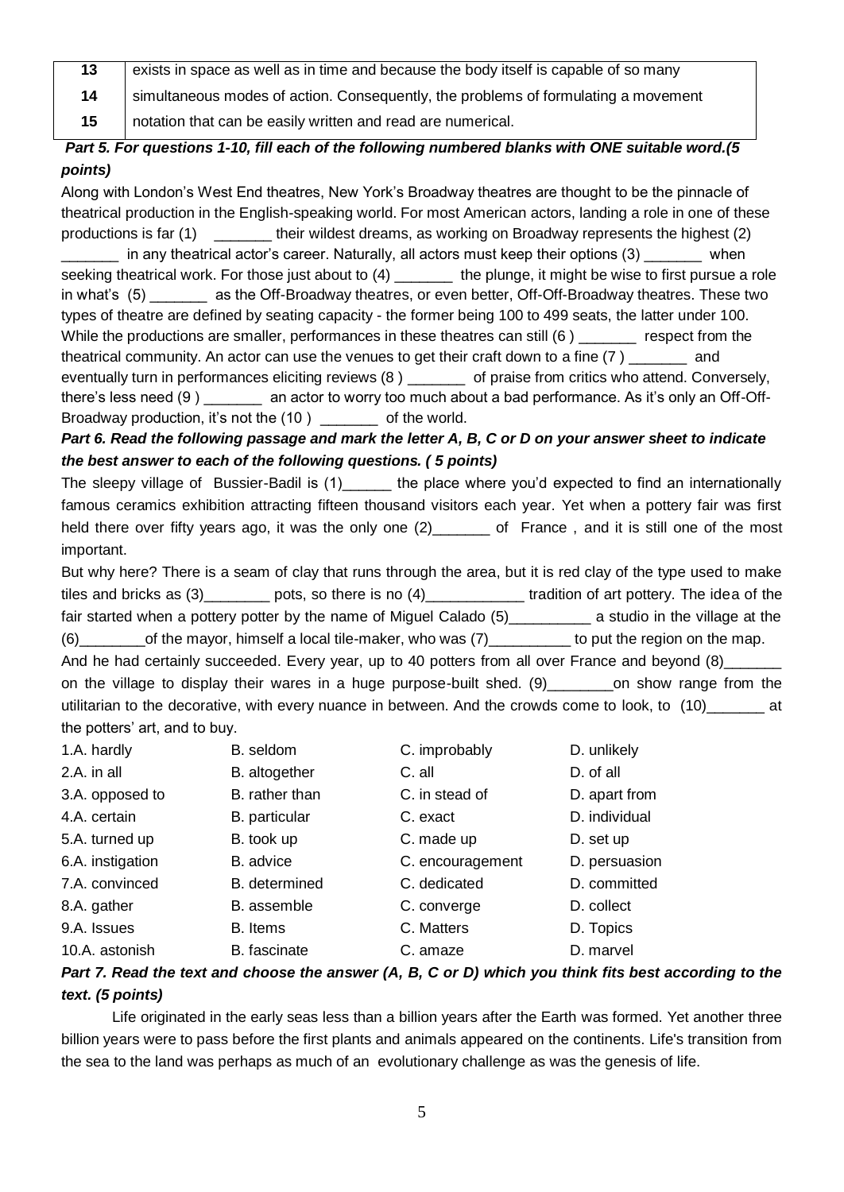| 13 | exists in space as well as in time and because the body itself is capable of so many |
|---|---|
| 14 | simultaneous modes of action. Consequently, the problems of formulating a movement |
| 15 | notation that can be easily written and read are numerical. |

***Part 5. For questions 1-10, fill each of the following numbered blanks with ONE suitable word.(5 points)***

Along with London's West End theatres, New York's Broadway theatres are thought to be the pinnacle of theatrical production in the English-speaking world. For most American actors, landing a role in one of these productions is far (1) _______ their wildest dreams, as working on Broadway represents the highest (2) _______ in any theatrical actor's career. Naturally, all actors must keep their options (3) _______ when seeking theatrical work. For those just about to (4) _______ the plunge, it might be wise to first pursue a role in what's (5) _______ as the Off-Broadway theatres, or even better, Off-Off-Broadway theatres. These two types of theatre are defined by seating capacity - the former being 100 to 499 seats, the latter under 100. While the productions are smaller, performances in these theatres can still (6 ) _______ respect from the theatrical community. An actor can use the venues to get their craft down to a fine (7 ) _______ and eventually turn in performances eliciting reviews (8 ) _______ of praise from critics who attend. Conversely, there's less need (9 ) _______ an actor to worry too much about a bad performance. As it's only an Off-Off-Broadway production, it's not the (10 ) _______ of the world.

***Part 6. Read the following passage and mark the letter A, B, C or D on your answer sheet to indicate the best answer to each of the following questions. ( 5 points)***

The sleepy village of Bussier-Badil is (1)______ the place where you'd expected to find an internationally famous ceramics exhibition attracting fifteen thousand visitors each year. Yet when a pottery fair was first held there over fifty years ago, it was the only one (2)_______ of France , and it is still one of the most important.

But why here? There is a seam of clay that runs through the area, but it is red clay of the type used to make tiles and bricks as (3)________ pots, so there is no (4)____________ tradition of art pottery. The idea of the fair started when a pottery potter by the name of Miguel Calado (5)__________ a studio in the village at the (6)________of the mayor, himself a local tile-maker, who was (7)__________ to put the region on the map.

And he had certainly succeeded. Every year, up to 40 potters from all over France and beyond (8)_______ on the village to display their wares in a huge purpose-built shed. (9)________on show range from the utilitarian to the decorative, with every nuance in between. And the crowds come to look, to (10)_______ at the potters' art, and to buy.

| | | | |
|---|---|---|---|
| 1.A. hardly | B. seldom | C. improbably | D. unlikely |
| 2.A. in all | B. altogether | C. all | D. of all |
| 3.A. opposed to | B. rather than | C. in stead of | D. apart from |
| 4.A. certain | B. particular | C. exact | D. individual |
| 5.A. turned up | B. took up | C. made up | D. set up |
| 6.A. instigation | B. advice | C. encouragement | D. persuasion |
| 7.A. convinced | B. determined | C. dedicated | D. committed |
| 8.A. gather | B. assemble | C. converge | D. collect |
| 9.A. Issues | B. Items | C. Matters | D. Topics |
| 10.A. astonish | B. fascinate | C. amaze | D. marvel |

***Part 7. Read the text and choose the answer (A, B, C or D) which you think fits best according to the text. (5 points)***

Life originated in the early seas less than a billion years after the Earth was formed. Yet another three billion years were to pass before the first plants and animals appeared on the continents. Life's transition from the sea to the land was perhaps as much of an evolutionary challenge as was the genesis of life.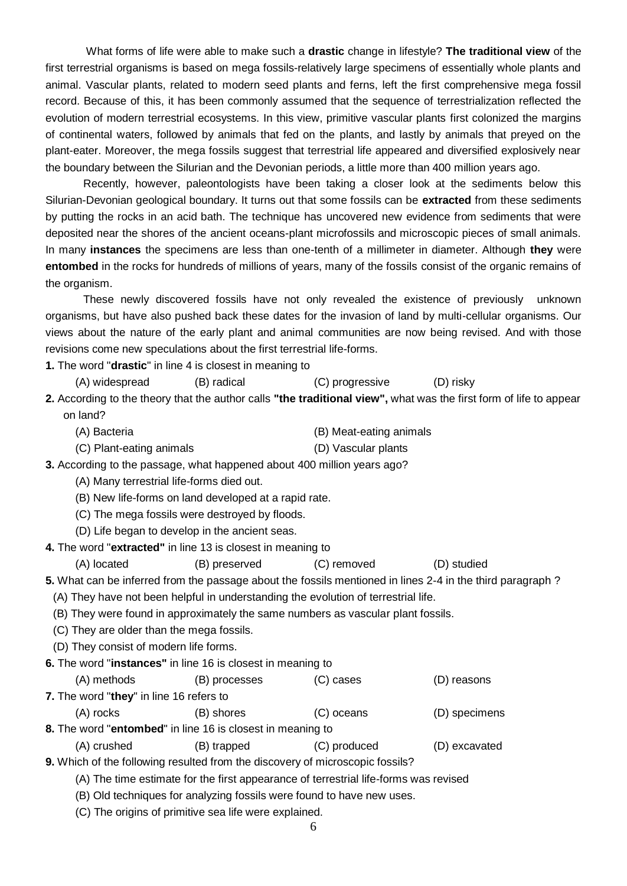What forms of life were able to make such a **drastic** change in lifestyle? **The traditional view** of the first terrestrial organisms is based on mega fossils-relatively large specimens of essentially whole plants and animal. Vascular plants, related to modern seed plants and ferns, left the first comprehensive mega fossil record. Because of this, it has been commonly assumed that the sequence of terrestrialization reflected the evolution of modern terrestrial ecosystems. In this view, primitive vascular plants first colonized the margins of continental waters, followed by animals that fed on the plants, and lastly by animals that preyed on the plant-eater. Moreover, the mega fossils suggest that terrestrial life appeared and diversified explosively near the boundary between the Silurian and the Devonian periods, a little more than 400 million years ago.

Recently, however, paleontologists have been taking a closer look at the sediments below this Silurian-Devonian geological boundary. It turns out that some fossils can be **extracted** from these sediments by putting the rocks in an acid bath. The technique has uncovered new evidence from sediments that were deposited near the shores of the ancient oceans-plant microfossils and microscopic pieces of small animals. In many **instances** the specimens are less than one-tenth of a millimeter in diameter. Although **they** were **entombed** in the rocks for hundreds of millions of years, many of the fossils consist of the organic remains of the organism.

These newly discovered fossils have not only revealed the existence of previously unknown organisms, but have also pushed back these dates for the invasion of land by multi-cellular organisms. Our views about the nature of the early plant and animal communities are now being revised. And with those revisions come new speculations about the first terrestrial life-forms.

**1.** The word "**drastic**" in line 4 is closest in meaning to

(A) widespread (B) radical (C) progressive (D) risky

**2.** According to the theory that the author calls **"the traditional view",** what was the first form of life to appear on land?

(A) Bacteria
(B) Meat-eating animals
(C) Plant-eating animals
(D) Vascular plants

**3.** According to the passage, what happened about 400 million years ago?

(A) Many terrestrial life-forms died out.
(B) New life-forms on land developed at a rapid rate.
(C) The mega fossils were destroyed by floods.
(D) Life began to develop in the ancient seas.

**4.** The word "**extracted"** in line 13 is closest in meaning to

(A) located (B) preserved (C) removed (D) studied

**5.** What can be inferred from the passage about the fossils mentioned in lines 2-4 in the third paragraph ?

(A) They have not been helpful in understanding the evolution of terrestrial life.
(B) They were found in approximately the same numbers as vascular plant fossils.
(C) They are older than the mega fossils.
(D) They consist of modern life forms.

**6.** The word "**instances"** in line 16 is closest in meaning to

(A) methods (B) processes (C) cases (D) reasons

**7.** The word "**they**" in line 16 refers to

(A) rocks (B) shores (C) oceans (D) specimens

**8.** The word "**entombed**" in line 16 is closest in meaning to

(A) crushed (B) trapped (C) produced (D) excavated

**9.** Which of the following resulted from the discovery of microscopic fossils?

(A) The time estimate for the first appearance of terrestrial life-forms was revised
(B) Old techniques for analyzing fossils were found to have new uses.
(C) The origins of primitive sea life were explained.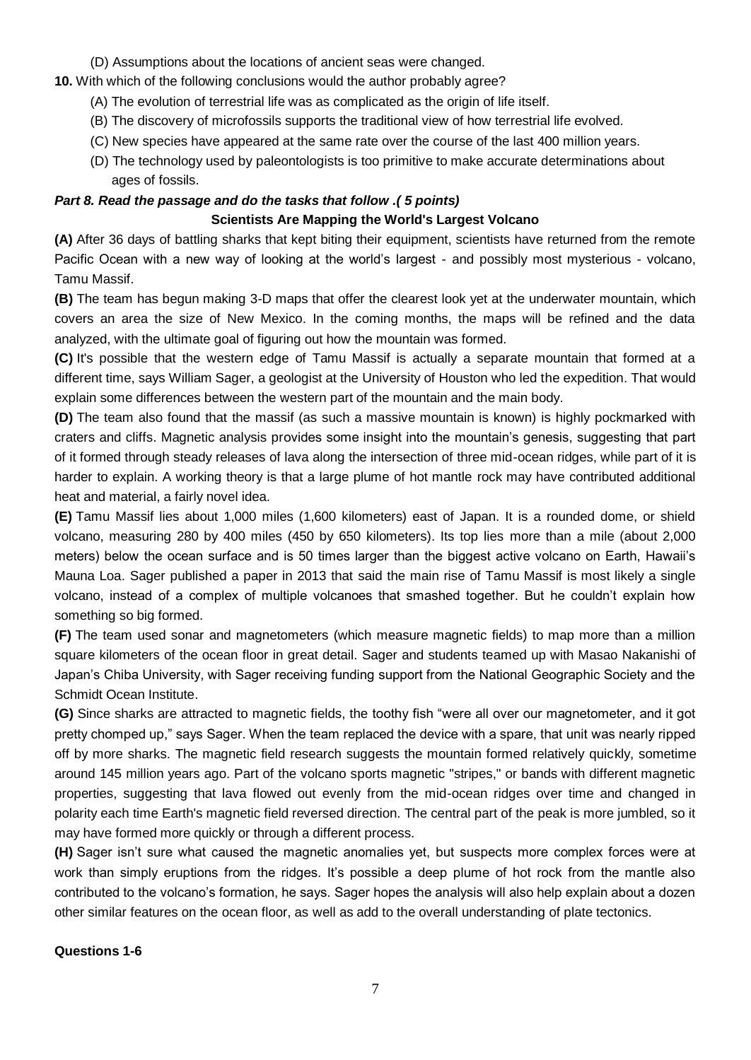(D) Assumptions about the locations of ancient seas were changed.

**10.** With which of the following conclusions would the author probably agree?

(A) The evolution of terrestrial life was as complicated as the origin of life itself.

(B) The discovery of microfossils supports the traditional view of how terrestrial life evolved.

(C) New species have appeared at the same rate over the course of the last 400 million years.

(D) The technology used by paleontologists is too primitive to make accurate determinations about ages of fossils.

***Part 8. Read the passage and do the tasks that follow .( 5 points)***

**Scientists Are Mapping the World's Largest Volcano**

**(A)** After 36 days of battling sharks that kept biting their equipment, scientists have returned from the remote Pacific Ocean with a new way of looking at the world's largest - and possibly most mysterious - volcano, Tamu Massif.

**(B)** The team has begun making 3-D maps that offer the clearest look yet at the underwater mountain, which covers an area the size of New Mexico. In the coming months, the maps will be refined and the data analyzed, with the ultimate goal of figuring out how the mountain was formed.

**(C)** It's possible that the western edge of Tamu Massif is actually a separate mountain that formed at a different time, says William Sager, a geologist at the University of Houston who led the expedition. That would explain some differences between the western part of the mountain and the main body.

**(D)** The team also found that the massif (as such a massive mountain is known) is highly pockmarked with craters and cliffs. Magnetic analysis provides some insight into the mountain's genesis, suggesting that part of it formed through steady releases of lava along the intersection of three mid-ocean ridges, while part of it is harder to explain. A working theory is that a large plume of hot mantle rock may have contributed additional heat and material, a fairly novel idea.

**(E)** Tamu Massif lies about 1,000 miles (1,600 kilometers) east of Japan. It is a rounded dome, or shield volcano, measuring 280 by 400 miles (450 by 650 kilometers). Its top lies more than a mile (about 2,000 meters) below the ocean surface and is 50 times larger than the biggest active volcano on Earth, Hawaii's Mauna Loa. Sager published a paper in 2013 that said the main rise of Tamu Massif is most likely a single volcano, instead of a complex of multiple volcanoes that smashed together. But he couldn't explain how something so big formed.

**(F)** The team used sonar and magnetometers (which measure magnetic fields) to map more than a million square kilometers of the ocean floor in great detail. Sager and students teamed up with Masao Nakanishi of Japan's Chiba University, with Sager receiving funding support from the National Geographic Society and the Schmidt Ocean Institute.

**(G)** Since sharks are attracted to magnetic fields, the toothy fish "were all over our magnetometer, and it got pretty chomped up," says Sager. When the team replaced the device with a spare, that unit was nearly ripped off by more sharks. The magnetic field research suggests the mountain formed relatively quickly, sometime around 145 million years ago. Part of the volcano sports magnetic "stripes," or bands with different magnetic properties, suggesting that lava flowed out evenly from the mid-ocean ridges over time and changed in polarity each time Earth's magnetic field reversed direction. The central part of the peak is more jumbled, so it may have formed more quickly or through a different process.

**(H)** Sager isn't sure what caused the magnetic anomalies yet, but suspects more complex forces were at work than simply eruptions from the ridges. It's possible a deep plume of hot rock from the mantle also contributed to the volcano's formation, he says. Sager hopes the analysis will also help explain about a dozen other similar features on the ocean floor, as well as add to the overall understanding of plate tectonics.

**Questions 1-6**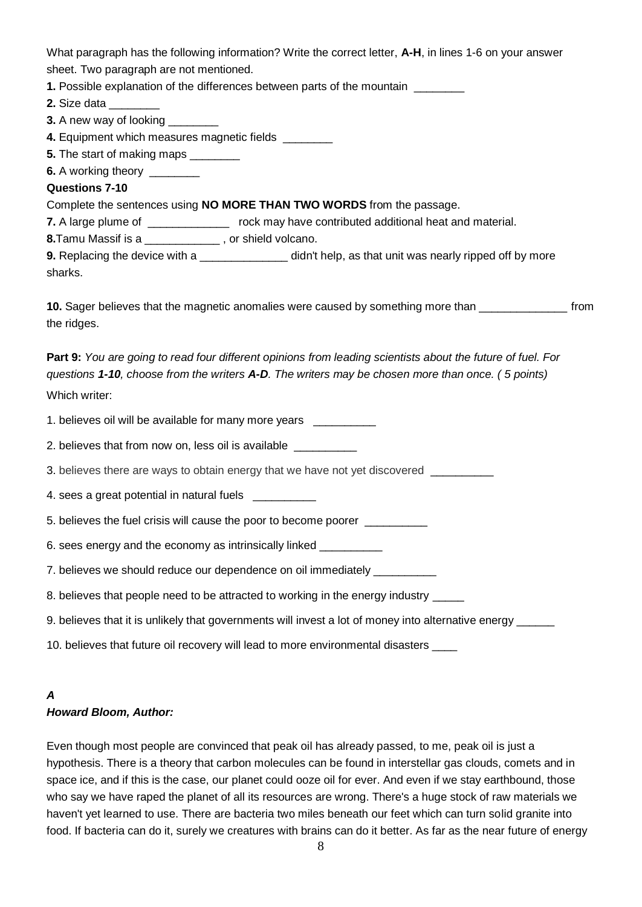What paragraph has the following information? Write the correct letter, **A-H**, in lines 1-6 on your answer sheet. Two paragraph are not mentioned.

**1.** Possible explanation of the differences between parts of the mountain ________

**2.** Size data ________

**3.** A new way of looking ________

**4.** Equipment which measures magnetic fields ________

**5.** The start of making maps ________

**6.** A working theory ________

**Questions 7-10**

Complete the sentences using **NO MORE THAN TWO WORDS** from the passage.

**7.** A large plume of _____________ rock may have contributed additional heat and material.

**8.**Tamu Massif is a ____________ , or shield volcano.

**9.** Replacing the device with a ______________ didn't help, as that unit was nearly ripped off by more sharks.

**10.** Sager believes that the magnetic anomalies were caused by something more than ______________ from the ridges.

**Part 9:** *You are going to read four different opinions from leading scientists about the future of fuel. For questions **1-10**, choose from the writers **A-D**. The writers may be chosen more than once. ( 5 points)*

Which writer:

1. believes oil will be available for many more years __________

2. believes that from now on, less oil is available __________

3. believes there are ways to obtain energy that we have not yet discovered __________

4. sees a great potential in natural fuels __________

5. believes the fuel crisis will cause the poor to become poorer __________

6. sees energy and the economy as intrinsically linked __________

7. believes we should reduce our dependence on oil immediately __________

8. believes that people need to be attracted to working in the energy industry _____

9. believes that it is unlikely that governments will invest a lot of money into alternative energy ______

10. believes that future oil recovery will lead to more environmental disasters ____

***A***

***Howard Bloom, Author:***

Even though most people are convinced that peak oil has already passed, to me, peak oil is just a hypothesis. There is a theory that carbon molecules can be found in interstellar gas clouds, comets and in space ice, and if this is the case, our planet could ooze oil for ever. And even if we stay earthbound, those who say we have raped the planet of all its resources are wrong. There's a huge stock of raw materials we haven't yet learned to use. There are bacteria two miles beneath our feet which can turn solid granite into food. If bacteria can do it, surely we creatures with brains can do it better. As far as the near future of energy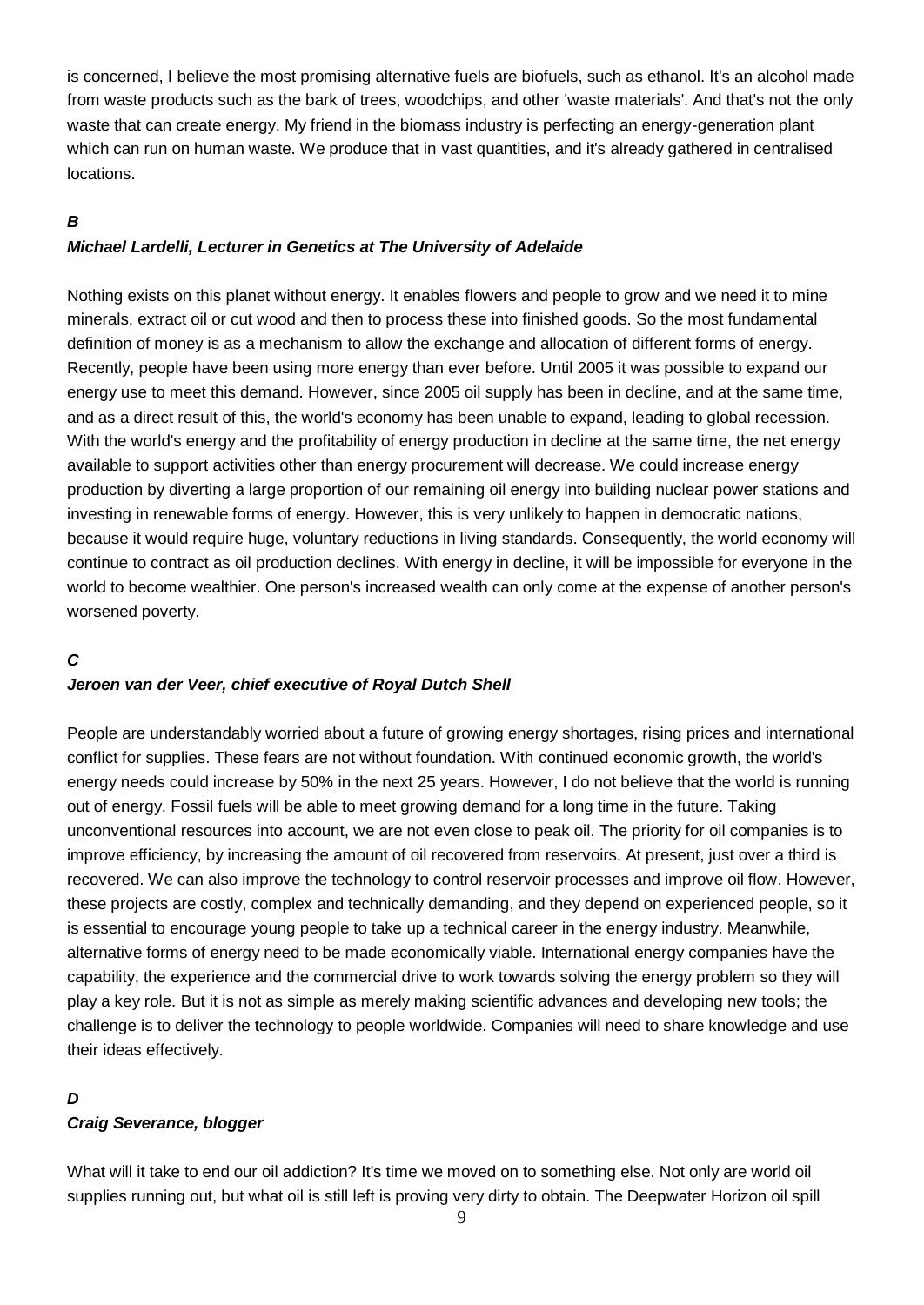is concerned, I believe the most promising alternative fuels are biofuels, such as ethanol. It's an alcohol made from waste products such as the bark of trees, woodchips, and other 'waste materials'. And that's not the only waste that can create energy. My friend in the biomass industry is perfecting an energy-generation plant which can run on human waste. We produce that in vast quantities, and it's already gathered in centralised locations.

***B***

***Michael Lardelli, Lecturer in Genetics at The University of Adelaide***

Nothing exists on this planet without energy. It enables flowers and people to grow and we need it to mine minerals, extract oil or cut wood and then to process these into finished goods. So the most fundamental definition of money is as a mechanism to allow the exchange and allocation of different forms of energy. Recently, people have been using more energy than ever before. Until 2005 it was possible to expand our energy use to meet this demand. However, since 2005 oil supply has been in decline, and at the same time, and as a direct result of this, the world's economy has been unable to expand, leading to global recession. With the world's energy and the profitability of energy production in decline at the same time, the net energy available to support activities other than energy procurement will decrease. We could increase energy production by diverting a large proportion of our remaining oil energy into building nuclear power stations and investing in renewable forms of energy. However, this is very unlikely to happen in democratic nations, because it would require huge, voluntary reductions in living standards. Consequently, the world economy will continue to contract as oil production declines. With energy in decline, it will be impossible for everyone in the world to become wealthier. One person's increased wealth can only come at the expense of another person's worsened poverty.

***C***

***Jeroen van der Veer, chief executive of Royal Dutch Shell***

People are understandably worried about a future of growing energy shortages, rising prices and international conflict for supplies. These fears are not without foundation. With continued economic growth, the world's energy needs could increase by 50% in the next 25 years. However, I do not believe that the world is running out of energy. Fossil fuels will be able to meet growing demand for a long time in the future. Taking unconventional resources into account, we are not even close to peak oil. The priority for oil companies is to improve efficiency, by increasing the amount of oil recovered from reservoirs. At present, just over a third is recovered. We can also improve the technology to control reservoir processes and improve oil flow. However, these projects are costly, complex and technically demanding, and they depend on experienced people, so it is essential to encourage young people to take up a technical career in the energy industry. Meanwhile, alternative forms of energy need to be made economically viable. International energy companies have the capability, the experience and the commercial drive to work towards solving the energy problem so they will play a key role. But it is not as simple as merely making scientific advances and developing new tools; the challenge is to deliver the technology to people worldwide. Companies will need to share knowledge and use their ideas effectively.

***D***

***Craig Severance, blogger***

What will it take to end our oil addiction? It's time we moved on to something else. Not only are world oil supplies running out, but what oil is still left is proving very dirty to obtain. The Deepwater Horizon oil spill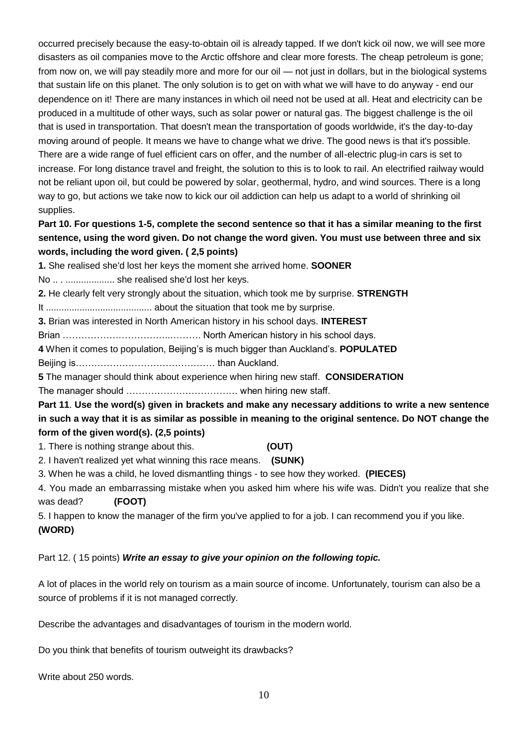occurred precisely because the easy-to-obtain oil is already tapped. If we don't kick oil now, we will see more disasters as oil companies move to the Arctic offshore and clear more forests. The cheap petroleum is gone; from now on, we will pay steadily more and more for our oil — not just in dollars, but in the biological systems that sustain life on this planet. The only solution is to get on with what we will have to do anyway - end our dependence on it! There are many instances in which oil need not be used at all. Heat and electricity can be produced in a multitude of other ways, such as solar power or natural gas. The biggest challenge is the oil that is used in transportation. That doesn't mean the transportation of goods worldwide, it's the day-to-day moving around of people. It means we have to change what we drive. The good news is that it's possible. There are a wide range of fuel efficient cars on offer, and the number of all-electric plug-in cars is set to increase. For long distance travel and freight, the solution to this is to look to rail. An electrified railway would not be reliant upon oil, but could be powered by solar, geothermal, hydro, and wind sources. There is a long way to go, but actions we take now to kick our oil addiction can help us adapt to a world of shrinking oil supplies.

**Part 10. For questions 1-5, complete the second sentence so that it has a similar meaning to the first sentence, using the word given. Do not change the word given. You must use between three and six words, including the word given. ( 2,5 points)**

**1.** She realised she'd lost her keys the moment she arrived home. **SOONER**

No .. . .................. she realised she'd lost her keys.

**2.** He clearly felt very strongly about the situation, which took me by surprise. **STRENGTH**

It ......................................... about the situation that took me by surprise.

**3.** Brian was interested in North American history in his school days. **INTEREST**

Brian ……………………………..………. North American history in his school days.

**4** When it comes to population, Beijing's is much bigger than Auckland's. **POPULATED**

Beijing is……………….……………………… than Auckland.

**5** The manager should think about experience when hiring new staff. **CONSIDERATION**

The manager should ……………………………… when hiring new staff.

**Part 11**. **Use the word(s) given in brackets and make any necessary additions to write a new sentence in such a way that it is as similar as possible in meaning to the original sentence. Do NOT change the form of the given word(s). (2,5 points)**

1. There is nothing strange about this. **(OUT)**
2. I haven't realized yet what winning this race means. **(SUNK)**
3. When he was a child, he loved dismantling things - to see how they worked. **(PIECES)**
4. You made an embarrassing mistake when you asked him where his wife was. Didn't you realize that she was dead? **(FOOT)**
5. I happen to know the manager of the firm you've applied to for a job. I can recommend you if you like. **(WORD)**

Part 12. ( 15 points) ***Write an essay to give your opinion on the following topic.***

A lot of places in the world rely on tourism as a main source of income. Unfortunately, tourism can also be a source of problems if it is not managed correctly.

Describe the advantages and disadvantages of tourism in the modern world.

Do you think that benefits of tourism outweight its drawbacks?

Write about 250 words.